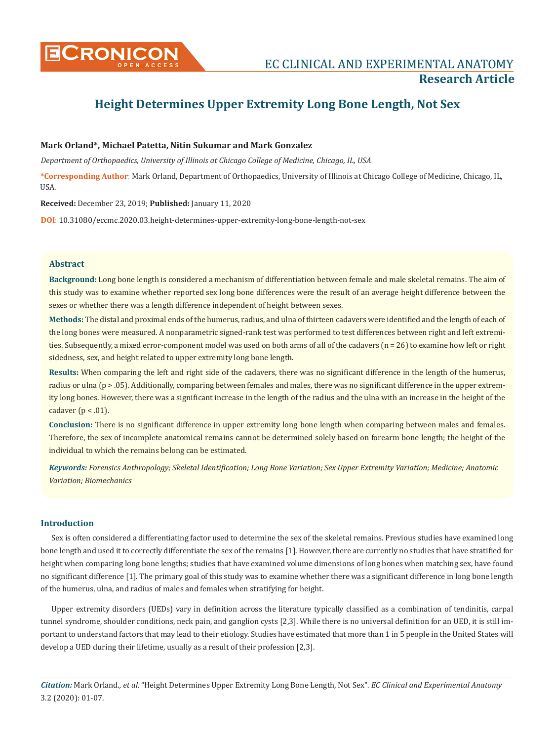# Height Determines Upper Extremity Long Bone Length, Not Sex

**Mark Orland\*, Michael Patetta, Nitin Sukumar and Mark Gonzalez**

*Department of Orthopaedics, University of Illinois at Chicago College of Medicine, Chicago, IL, USA*

**\*Corresponding Author**: Mark Orland, Department of Orthopaedics, University of Illinois at Chicago College of Medicine, Chicago, IL, USA.

**Received:** December 23, 2019; **Published:** January 11, 2020

**DOI**: 10.31080/eccmc.2020.03.height-determines-upper-extremity-long-bone-length-not-sex

## Abstract

**Background:** Long bone length is considered a mechanism of differentiation between female and male skeletal remains. The aim of this study was to examine whether reported sex long bone differences were the result of an average height difference between the sexes or whether there was a length difference independent of height between sexes.

**Methods:** The distal and proximal ends of the humerus, radius, and ulna of thirteen cadavers were identified and the length of each of the long bones were measured. A nonparametric signed-rank test was performed to test differences between right and left extremities. Subsequently, a mixed error-component model was used on both arms of all of the cadavers (n = 26) to examine how left or right sidedness, sex, and height related to upper extremity long bone length.

**Results:** When comparing the left and right side of the cadavers, there was no significant difference in the length of the humerus, radius or ulna ($p > .05$). Additionally, comparing between females and males, there was no significant difference in the upper extremity long bones. However, there was a significant increase in the length of the radius and the ulna with an increase in the height of the cadaver ($p < .01$).

**Conclusion:** There is no significant difference in upper extremity long bone length when comparing between males and females. Therefore, the sex of incomplete anatomical remains cannot be determined solely based on forearm bone length; the height of the individual to which the remains belong can be estimated.

***Keywords:*** *Forensics Anthropology; Skeletal Identification; Long Bone Variation; Sex Upper Extremity Variation; Medicine; Anatomic Variation; Biomechanics*

## Introduction

Sex is often considered a differentiating factor used to determine the sex of the skeletal remains. Previous studies have examined long bone length and used it to correctly differentiate the sex of the remains [1]. However, there are currently no studies that have stratified for height when comparing long bone lengths; studies that have examined volume dimensions of long bones when matching sex, have found no significant difference [1]. The primary goal of this study was to examine whether there was a significant difference in long bone length of the humerus, ulna, and radius of males and females when stratifying for height.

Upper extremity disorders (UEDs) vary in definition across the literature typically classified as a combination of tendinitis, carpal tunnel syndrome, shoulder conditions, neck pain, and ganglion cysts [2,3]. While there is no universal definition for an UED, it is still important to understand factors that may lead to their etiology. Studies have estimated that more than 1 in 5 people in the United States will develop a UED during their lifetime, usually as a result of their profession [2,3].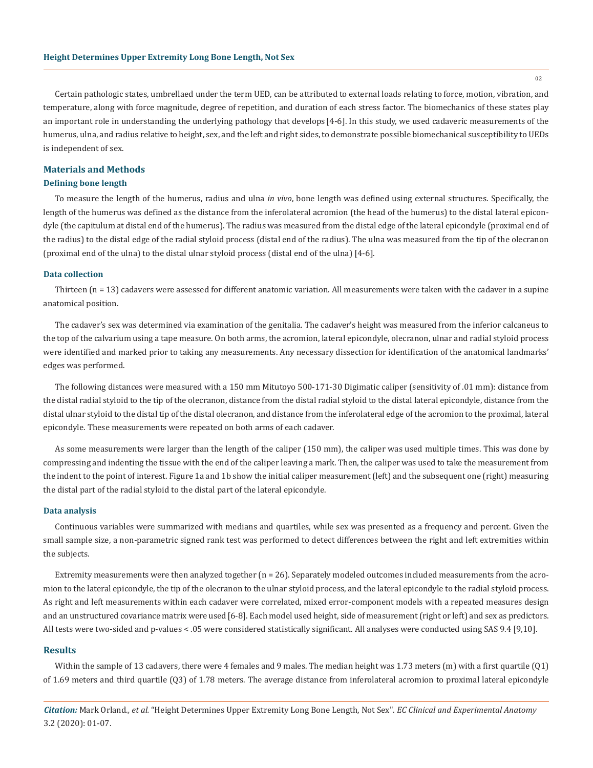Certain pathologic states, umbrellaed under the term UED, can be attributed to external loads relating to force, motion, vibration, and temperature, along with force magnitude, degree of repetition, and duration of each stress factor. The biomechanics of these states play an important role in understanding the underlying pathology that develops [4-6]. In this study, we used cadaveric measurements of the humerus, ulna, and radius relative to height, sex, and the left and right sides, to demonstrate possible biomechanical susceptibility to UEDs is independent of sex.

## Materials and Methods

### Defining bone length

To measure the length of the humerus, radius and ulna *in vivo*, bone length was defined using external structures. Specifically, the length of the humerus was defined as the distance from the inferolateral acromion (the head of the humerus) to the distal lateral epicondyle (the capitulum at distal end of the humerus). The radius was measured from the distal edge of the lateral epicondyle (proximal end of the radius) to the distal edge of the radial styloid process (distal end of the radius). The ulna was measured from the tip of the olecranon (proximal end of the ulna) to the distal ulnar styloid process (distal end of the ulna) [4-6].

### Data collection

Thirteen (n = 13) cadavers were assessed for different anatomic variation. All measurements were taken with the cadaver in a supine anatomical position.

The cadaver's sex was determined via examination of the genitalia. The cadaver's height was measured from the inferior calcaneus to the top of the calvarium using a tape measure. On both arms, the acromion, lateral epicondyle, olecranon, ulnar and radial styloid process were identified and marked prior to taking any measurements. Any necessary dissection for identification of the anatomical landmarks' edges was performed.

The following distances were measured with a 150 mm Mitutoyo 500-171-30 Digimatic caliper (sensitivity of .01 mm): distance from the distal radial styloid to the tip of the olecranon, distance from the distal radial styloid to the distal lateral epicondyle, distance from the distal ulnar styloid to the distal tip of the distal olecranon, and distance from the inferolateral edge of the acromion to the proximal, lateral epicondyle. These measurements were repeated on both arms of each cadaver.

As some measurements were larger than the length of the caliper (150 mm), the caliper was used multiple times. This was done by compressing and indenting the tissue with the end of the caliper leaving a mark. Then, the caliper was used to take the measurement from the indent to the point of interest. Figure 1a and 1b show the initial caliper measurement (left) and the subsequent one (right) measuring the distal part of the radial styloid to the distal part of the lateral epicondyle.

### Data analysis

Continuous variables were summarized with medians and quartiles, while sex was presented as a frequency and percent. Given the small sample size, a non-parametric signed rank test was performed to detect differences between the right and left extremities within the subjects.

Extremity measurements were then analyzed together (n = 26). Separately modeled outcomes included measurements from the acromion to the lateral epicondyle, the tip of the olecranon to the ulnar styloid process, and the lateral epicondyle to the radial styloid process. As right and left measurements within each cadaver were correlated, mixed error-component models with a repeated measures design and an unstructured covariance matrix were used [6-8]. Each model used height, side of measurement (right or left) and sex as predictors. All tests were two-sided and p-values < .05 were considered statistically significant. All analyses were conducted using SAS 9.4 [9,10].

## Results

Within the sample of 13 cadavers, there were 4 females and 9 males. The median height was 1.73 meters (m) with a first quartile (Q1) of 1.69 meters and third quartile (Q3) of 1.78 meters. The average distance from inferolateral acromion to proximal lateral epicondyle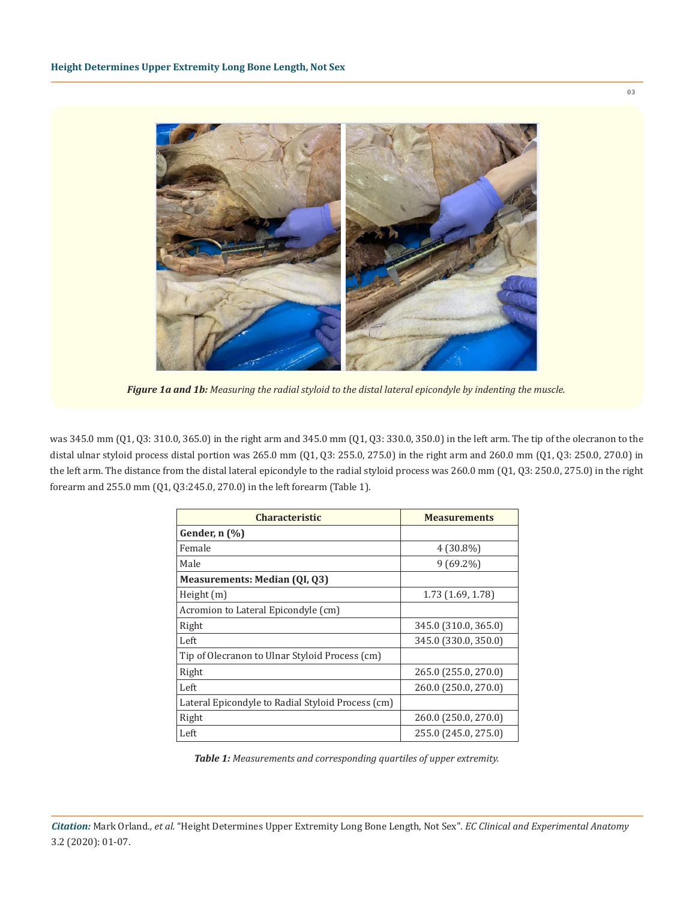*Figure 1a and 1b: Measuring the radial styloid to the distal lateral epicondyle by indenting the muscle.*

was 345.0 mm (Q1, Q3: 310.0, 365.0) in the right arm and 345.0 mm (Q1, Q3: 330.0, 350.0) in the left arm. The tip of the olecranon to the distal ulnar styloid process distal portion was 265.0 mm (Q1, Q3: 255.0, 275.0) in the right arm and 260.0 mm (Q1, Q3: 250.0, 270.0) in the left arm. The distance from the distal lateral epicondyle to the radial styloid process was 260.0 mm (Q1, Q3: 250.0, 275.0) in the right forearm and 255.0 mm (Q1, Q3:245.0, 270.0) in the left forearm (Table 1).

| Characteristic | Measurements |
|---|---|
| **Gender, n (%)** | |
| Female | 4 (30.8%) |
| Male | 9 (69.2%) |
| **Measurements: Median (QI, Q3)** | |
| Height (m) | 1.73 (1.69, 1.78) |
| Acromion to Lateral Epicondyle (cm) | |
| Right | 345.0 (310.0, 365.0) |
| Left | 345.0 (330.0, 350.0) |
| Tip of Olecranon to Ulnar Styloid Process (cm) | |
| Right | 265.0 (255.0, 270.0) |
| Left | 260.0 (250.0, 270.0) |
| Lateral Epicondyle to Radial Styloid Process (cm) | |
| Right | 260.0 (250.0, 270.0) |
| Left | 255.0 (245.0, 275.0) |

*Table 1: Measurements and corresponding quartiles of upper extremity.*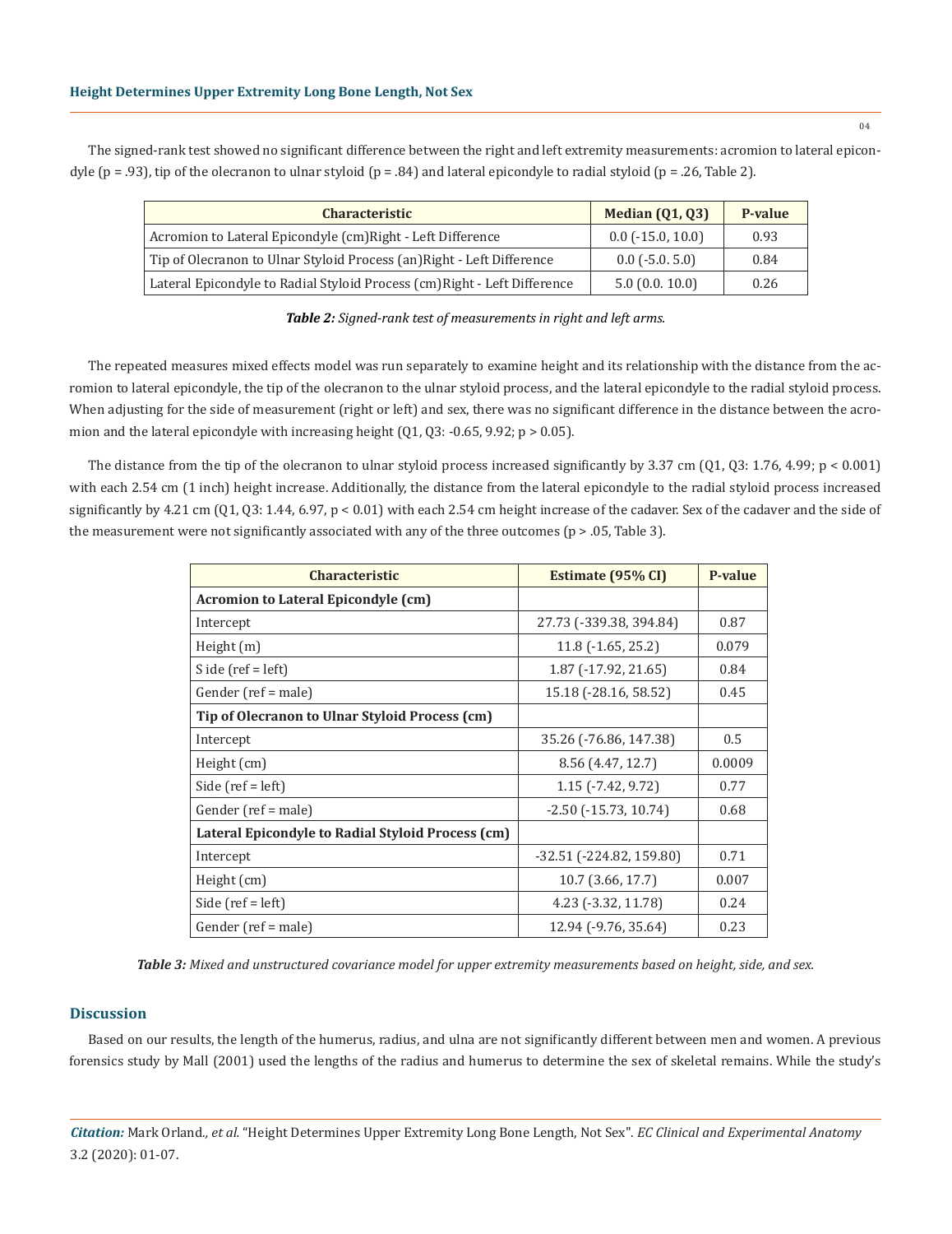The signed-rank test showed no significant difference between the right and left extremity measurements: acromion to lateral epicondyle ($p = .93$), tip of the olecranon to ulnar styloid ($p = .84$) and lateral epicondyle to radial styloid ($p = .26$, Table 2).

| Characteristic | Median (Q1, Q3) | P-value |
|---|---|---|
| Acromion to Lateral Epicondyle (cm)Right - Left Difference | 0.0 (-15.0, 10.0) | 0.93 |
| Tip of Olecranon to Ulnar Styloid Process (an)Right - Left Difference | 0.0 (-5.0. 5.0) | 0.84 |
| Lateral Epicondyle to Radial Styloid Process (cm)Right - Left Difference | 5.0 (0.0. 10.0) | 0.26 |

***Table 2:*** *Signed-rank test of measurements in right and left arms.*

The repeated measures mixed effects model was run separately to examine height and its relationship with the distance from the acromion to lateral epicondyle, the tip of the olecranon to the ulnar styloid process, and the lateral epicondyle to the radial styloid process. When adjusting for the side of measurement (right or left) and sex, there was no significant difference in the distance between the acromion and the lateral epicondyle with increasing height (Q1, Q3: -0.65, 9.92; $p > 0.05$).

The distance from the tip of the olecranon to ulnar styloid process increased significantly by 3.37 cm (Q1, Q3: 1.76, 4.99; $p < 0.001$) with each 2.54 cm (1 inch) height increase. Additionally, the distance from the lateral epicondyle to the radial styloid process increased significantly by 4.21 cm (Q1, Q3: 1.44, 6.97, $p < 0.01$) with each 2.54 cm height increase of the cadaver. Sex of the cadaver and the side of the measurement were not significantly associated with any of the three outcomes ($p > .05$, Table 3).

| Characteristic | Estimate (95% CI) | P-value |
|---|---|---|
| **Acromion to Lateral Epicondyle (cm)** | | |
| Intercept | 27.73 (-339.38, 394.84) | 0.87 |
| Height (m) | 11.8 (-1.65, 25.2) | 0.079 |
| S ide (ref = left) | 1.87 (-17.92, 21.65) | 0.84 |
| Gender (ref = male) | 15.18 (-28.16, 58.52) | 0.45 |
| **Tip of Olecranon to Ulnar Styloid Process (cm)** | | |
| Intercept | 35.26 (-76.86, 147.38) | 0.5 |
| Height (cm) | 8.56 (4.47, 12.7) | 0.0009 |
| Side (ref = left) | 1.15 (-7.42, 9.72) | 0.77 |
| Gender (ref = male) | -2.50 (-15.73, 10.74) | 0.68 |
| **Lateral Epicondyle to Radial Styloid Process (cm)** | | |
| Intercept | -32.51 (-224.82, 159.80) | 0.71 |
| Height (cm) | 10.7 (3.66, 17.7) | 0.007 |
| Side (ref = left) | 4.23 (-3.32, 11.78) | 0.24 |
| Gender (ref = male) | 12.94 (-9.76, 35.64) | 0.23 |

***Table 3:*** *Mixed and unstructured covariance model for upper extremity measurements based on height, side, and sex.*

## Discussion

Based on our results, the length of the humerus, radius, and ulna are not significantly different between men and women. A previous forensics study by Mall (2001) used the lengths of the radius and humerus to determine the sex of skeletal remains. While the study's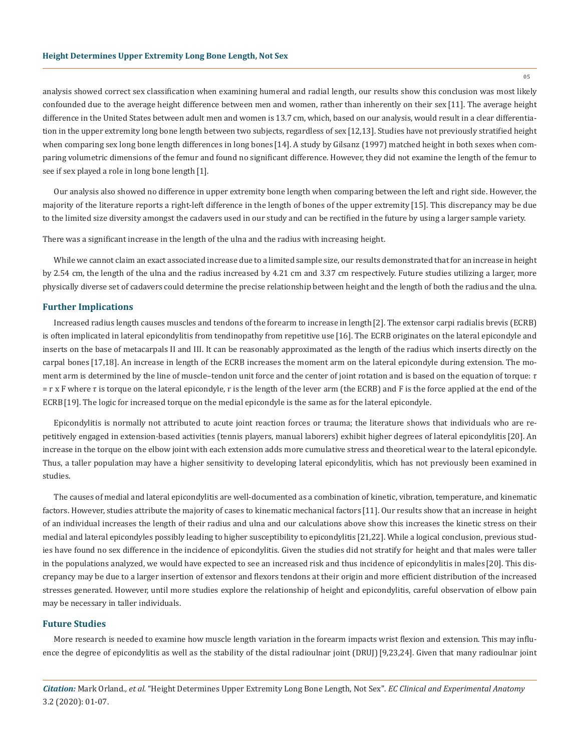analysis showed correct sex classification when examining humeral and radial length, our results show this conclusion was most likely confounded due to the average height difference between men and women, rather than inherently on their sex [11]. The average height difference in the United States between adult men and women is 13.7 cm, which, based on our analysis, would result in a clear differentiation in the upper extremity long bone length between two subjects, regardless of sex [12,13]. Studies have not previously stratified height when comparing sex long bone length differences in long bones [14]. A study by Gilsanz (1997) matched height in both sexes when comparing volumetric dimensions of the femur and found no significant difference. However, they did not examine the length of the femur to see if sex played a role in long bone length [1].

Our analysis also showed no difference in upper extremity bone length when comparing between the left and right side. However, the majority of the literature reports a right-left difference in the length of bones of the upper extremity [15]. This discrepancy may be due to the limited size diversity amongst the cadavers used in our study and can be rectified in the future by using a larger sample variety.

There was a significant increase in the length of the ulna and the radius with increasing height.

While we cannot claim an exact associated increase due to a limited sample size, our results demonstrated that for an increase in height by 2.54 cm, the length of the ulna and the radius increased by 4.21 cm and 3.37 cm respectively. Future studies utilizing a larger, more physically diverse set of cadavers could determine the precise relationship between height and the length of both the radius and the ulna.

## Further Implications

Increased radius length causes muscles and tendons of the forearm to increase in length [2]. The extensor carpi radialis brevis (ECRB) is often implicated in lateral epicondylitis from tendinopathy from repetitive use [16]. The ECRB originates on the lateral epicondyle and inserts on the base of metacarpals II and III. It can be reasonably approximated as the length of the radius which inserts directly on the carpal bones [17,18]. An increase in length of the ECRB increases the moment arm on the lateral epicondyle during extension. The moment arm is determined by the line of muscle–tendon unit force and the center of joint rotation and is based on the equation of torque: $\tau = r \times F$ where $\tau$ is torque on the lateral epicondyle, r is the length of the lever arm (the ECRB) and F is the force applied at the end of the ECRB [19]. The logic for increased torque on the medial epicondyle is the same as for the lateral epicondyle.

Epicondylitis is normally not attributed to acute joint reaction forces or trauma; the literature shows that individuals who are repetitively engaged in extension-based activities (tennis players, manual laborers) exhibit higher degrees of lateral epicondylitis [20]. An increase in the torque on the elbow joint with each extension adds more cumulative stress and theoretical wear to the lateral epicondyle. Thus, a taller population may have a higher sensitivity to developing lateral epicondylitis, which has not previously been examined in studies.

The causes of medial and lateral epicondylitis are well-documented as a combination of kinetic, vibration, temperature, and kinematic factors. However, studies attribute the majority of cases to kinematic mechanical factors [11]. Our results show that an increase in height of an individual increases the length of their radius and ulna and our calculations above show this increases the kinetic stress on their medial and lateral epicondyles possibly leading to higher susceptibility to epicondylitis [21,22]. While a logical conclusion, previous studies have found no sex difference in the incidence of epicondylitis. Given the studies did not stratify for height and that males were taller in the populations analyzed, we would have expected to see an increased risk and thus incidence of epicondylitis in males [20]. This discrepancy may be due to a larger insertion of extensor and flexors tendons at their origin and more efficient distribution of the increased stresses generated. However, until more studies explore the relationship of height and epicondylitis, careful observation of elbow pain may be necessary in taller individuals.

## Future Studies

More research is needed to examine how muscle length variation in the forearm impacts wrist flexion and extension. This may influence the degree of epicondylitis as well as the stability of the distal radioulnar joint (DRUJ) [9,23,24]. Given that many radioulnar joint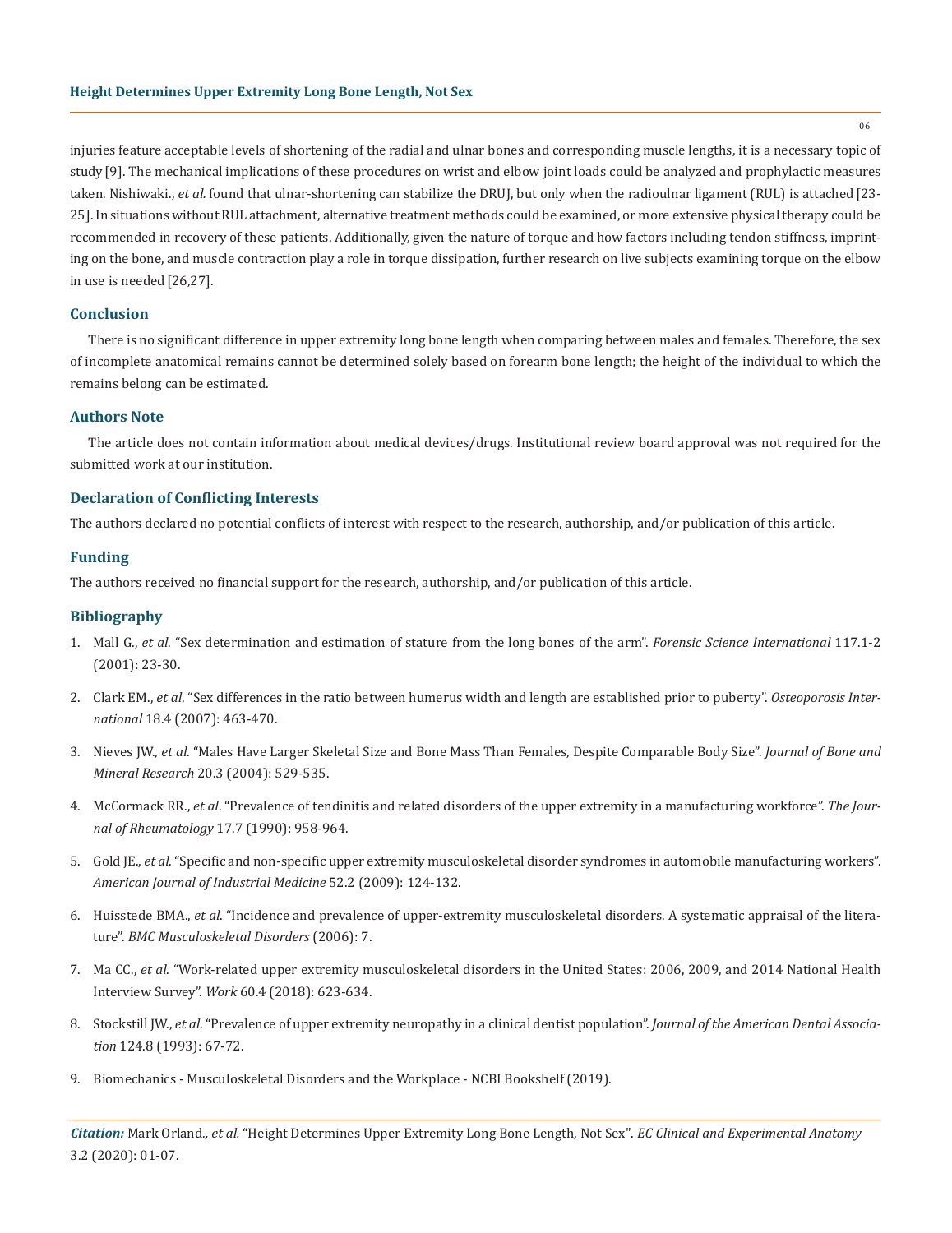injuries feature acceptable levels of shortening of the radial and ulnar bones and corresponding muscle lengths, it is a necessary topic of study [9]. The mechanical implications of these procedures on wrist and elbow joint loads could be analyzed and prophylactic measures taken. Nishiwaki., *et al.* found that ulnar-shortening can stabilize the DRUJ, but only when the radioulnar ligament (RUL) is attached [23-25]. In situations without RUL attachment, alternative treatment methods could be examined, or more extensive physical therapy could be recommended in recovery of these patients. Additionally, given the nature of torque and how factors including tendon stiffness, imprinting on the bone, and muscle contraction play a role in torque dissipation, further research on live subjects examining torque on the elbow in use is needed [26,27].

## Conclusion

There is no significant difference in upper extremity long bone length when comparing between males and females. Therefore, the sex of incomplete anatomical remains cannot be determined solely based on forearm bone length; the height of the individual to which the remains belong can be estimated.

## Authors Note

The article does not contain information about medical devices/drugs. Institutional review board approval was not required for the submitted work at our institution.

## Declaration of Conflicting Interests

The authors declared no potential conflicts of interest with respect to the research, authorship, and/or publication of this article.

## Funding

The authors received no financial support for the research, authorship, and/or publication of this article.

## Bibliography

1. Mall G., *et al*. "Sex determination and estimation of stature from the long bones of the arm". *Forensic Science International* 117.1-2 (2001): 23-30.
2. Clark EM., *et al*. "Sex differences in the ratio between humerus width and length are established prior to puberty". *Osteoporosis International* 18.4 (2007): 463-470.
3. Nieves JW., *et al*. "Males Have Larger Skeletal Size and Bone Mass Than Females, Despite Comparable Body Size". *Journal of Bone and Mineral Research* 20.3 (2004): 529-535.
4. McCormack RR., *et al*. "Prevalence of tendinitis and related disorders of the upper extremity in a manufacturing workforce". *The Journal of Rheumatology* 17.7 (1990): 958-964.
5. Gold JE., *et al*. "Specific and non-specific upper extremity musculoskeletal disorder syndromes in automobile manufacturing workers". *American Journal of Industrial Medicine* 52.2 (2009): 124-132.
6. Huisstede BMA., *et al*. "Incidence and prevalence of upper-extremity musculoskeletal disorders. A systematic appraisal of the literature". *BMC Musculoskeletal Disorders* (2006): 7.
7. Ma CC., *et al*. "Work-related upper extremity musculoskeletal disorders in the United States: 2006, 2009, and 2014 National Health Interview Survey". *Work* 60.4 (2018): 623-634.
8. Stockstill JW., *et al*. "Prevalence of upper extremity neuropathy in a clinical dentist population". *Journal of the American Dental Association* 124.8 (1993): 67-72.
9. Biomechanics - Musculoskeletal Disorders and the Workplace - NCBI Bookshelf (2019).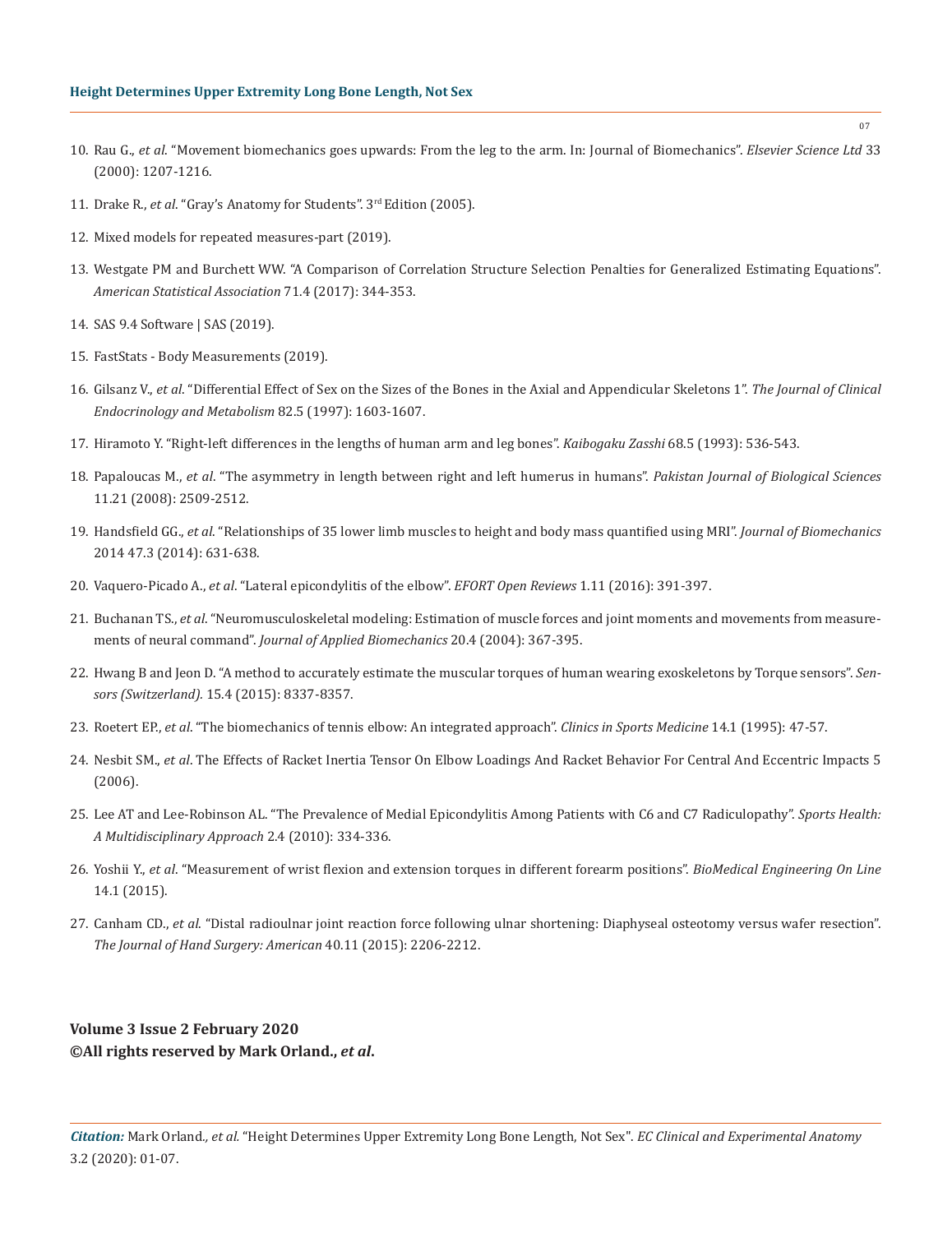10. Rau G., *et al*. "Movement biomechanics goes upwards: From the leg to the arm. In: Journal of Biomechanics". *Elsevier Science Ltd* 33 (2000): 1207-1216.
11. Drake R., *et al*. "Gray's Anatomy for Students". 3rd Edition (2005).
12. Mixed models for repeated measures-part (2019).
13. Westgate PM and Burchett WW. "A Comparison of Correlation Structure Selection Penalties for Generalized Estimating Equations". *American Statistical Association* 71.4 (2017): 344-353.
14. SAS 9.4 Software | SAS (2019).
15. FastStats - Body Measurements (2019).
16. Gilsanz V., *et al*. "Differential Effect of Sex on the Sizes of the Bones in the Axial and Appendicular Skeletons 1". *The Journal of Clinical Endocrinology and Metabolism* 82.5 (1997): 1603-1607.
17. Hiramoto Y. "Right-left differences in the lengths of human arm and leg bones". *Kaibogaku Zasshi* 68.5 (1993): 536-543.
18. Papaloucas M., *et al*. "The asymmetry in length between right and left humerus in humans". *Pakistan Journal of Biological Sciences* 11.21 (2008): 2509-2512.
19. Handsfield GG., *et al*. "Relationships of 35 lower limb muscles to height and body mass quantified using MRI". *Journal of Biomechanics* 2014 47.3 (2014): 631-638.
20. Vaquero-Picado A., *et al*. "Lateral epicondylitis of the elbow". *EFORT Open Reviews* 1.11 (2016): 391-397.
21. Buchanan TS., *et al*. "Neuromusculoskeletal modeling: Estimation of muscle forces and joint moments and movements from measurements of neural command". *Journal of Applied Biomechanics* 20.4 (2004): 367-395.
22. Hwang B and Jeon D. "A method to accurately estimate the muscular torques of human wearing exoskeletons by Torque sensors". *Sensors (Switzerland).* 15.4 (2015): 8337-8357.
23. Roetert EP., *et al*. "The biomechanics of tennis elbow: An integrated approach". *Clinics in Sports Medicine* 14.1 (1995): 47-57.
24. Nesbit SM., *et al*. The Effects of Racket Inertia Tensor On Elbow Loadings And Racket Behavior For Central And Eccentric Impacts 5 (2006).
25. Lee AT and Lee-Robinson AL. "The Prevalence of Medial Epicondylitis Among Patients with C6 and C7 Radiculopathy". *Sports Health: A Multidisciplinary Approach* 2.4 (2010): 334-336.
26. Yoshii Y., *et al*. "Measurement of wrist flexion and extension torques in different forearm positions". *BioMedical Engineering On Line* 14.1 (2015).
27. Canham CD., *et al*. "Distal radioulnar joint reaction force following ulnar shortening: Diaphyseal osteotomy versus wafer resection". *The Journal of Hand Surgery: American* 40.11 (2015): 2206-2212.

**Volume 3 Issue 2 February 2020**
**©All rights reserved by Mark Orland., *et al*.**